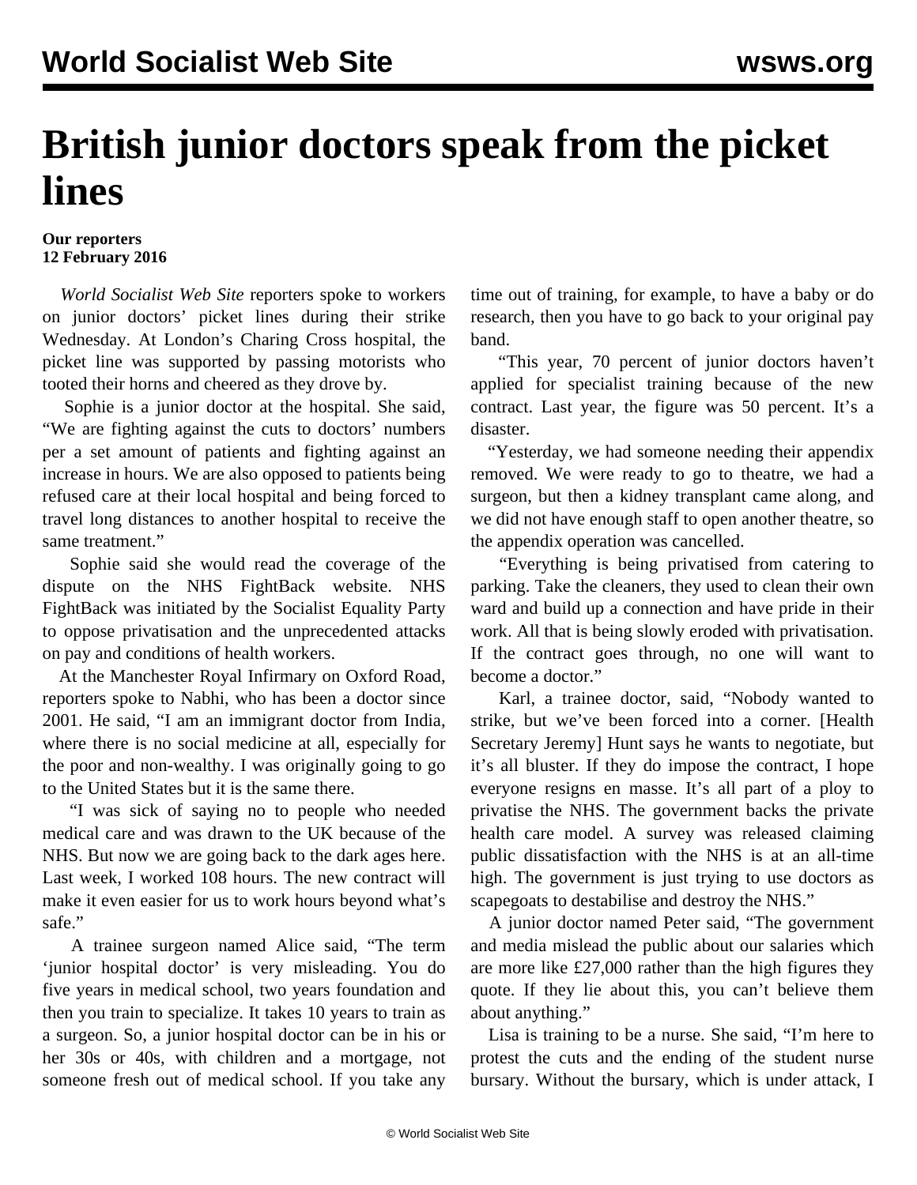# British junior doctors speak from the picket lines

**Our reporters**
**12 February 2016**

*World Socialist Web Site* reporters spoke to workers on junior doctors' picket lines during their strike Wednesday. At London's Charing Cross hospital, the picket line was supported by passing motorists who tooted their horns and cheered as they drove by.

Sophie is a junior doctor at the hospital. She said, "We are fighting against the cuts to doctors' numbers per a set amount of patients and fighting against an increase in hours. We are also opposed to patients being refused care at their local hospital and being forced to travel long distances to another hospital to receive the same treatment."

Sophie said she would read the coverage of the dispute on the NHS FightBack website. NHS FightBack was initiated by the Socialist Equality Party to oppose privatisation and the unprecedented attacks on pay and conditions of health workers.

At the Manchester Royal Infirmary on Oxford Road, reporters spoke to Nabhi, who has been a doctor since 2001. He said, "I am an immigrant doctor from India, where there is no social medicine at all, especially for the poor and non-wealthy. I was originally going to go to the United States but it is the same there.

"I was sick of saying no to people who needed medical care and was drawn to the UK because of the NHS. But now we are going back to the dark ages here. Last week, I worked 108 hours. The new contract will make it even easier for us to work hours beyond what's safe."

A trainee surgeon named Alice said, "The term 'junior hospital doctor' is very misleading. You do five years in medical school, two years foundation and then you train to specialize. It takes 10 years to train as a surgeon. So, a junior hospital doctor can be in his or her 30s or 40s, with children and a mortgage, not someone fresh out of medical school. If you take any time out of training, for example, to have a baby or do research, then you have to go back to your original pay band.

"This year, 70 percent of junior doctors haven't applied for specialist training because of the new contract. Last year, the figure was 50 percent. It's a disaster.

"Yesterday, we had someone needing their appendix removed. We were ready to go to theatre, we had a surgeon, but then a kidney transplant came along, and we did not have enough staff to open another theatre, so the appendix operation was cancelled.

"Everything is being privatised from catering to parking. Take the cleaners, they used to clean their own ward and build up a connection and have pride in their work. All that is being slowly eroded with privatisation. If the contract goes through, no one will want to become a doctor."

Karl, a trainee doctor, said, "Nobody wanted to strike, but we've been forced into a corner. [Health Secretary Jeremy] Hunt says he wants to negotiate, but it's all bluster. If they do impose the contract, I hope everyone resigns en masse. It's all part of a ploy to privatise the NHS. The government backs the private health care model. A survey was released claiming public dissatisfaction with the NHS is at an all-time high. The government is just trying to use doctors as scapegoats to destabilise and destroy the NHS."

A junior doctor named Peter said, "The government and media mislead the public about our salaries which are more like £27,000 rather than the high figures they quote. If they lie about this, you can't believe them about anything."

Lisa is training to be a nurse. She said, "I'm here to protest the cuts and the ending of the student nurse bursary. Without the bursary, which is under attack, I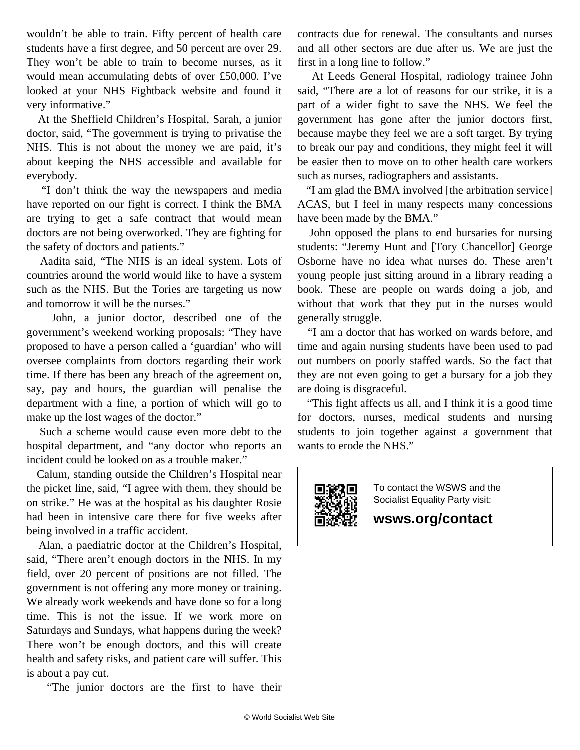wouldn't be able to train. Fifty percent of health care students have a first degree, and 50 percent are over 29. They won't be able to train to become nurses, as it would mean accumulating debts of over £50,000. I've looked at your NHS Fightback website and found it very informative."

At the Sheffield Children's Hospital, Sarah, a junior doctor, said, "The government is trying to privatise the NHS. This is not about the money we are paid, it's about keeping the NHS accessible and available for everybody.

"I don't think the way the newspapers and media have reported on our fight is correct. I think the BMA are trying to get a safe contract that would mean doctors are not being overworked. They are fighting for the safety of doctors and patients."

Aadita said, "The NHS is an ideal system. Lots of countries around the world would like to have a system such as the NHS. But the Tories are targeting us now and tomorrow it will be the nurses."

John, a junior doctor, described one of the government's weekend working proposals: "They have proposed to have a person called a 'guardian' who will oversee complaints from doctors regarding their work time. If there has been any breach of the agreement on, say, pay and hours, the guardian will penalise the department with a fine, a portion of which will go to make up the lost wages of the doctor."

Such a scheme would cause even more debt to the hospital department, and "any doctor who reports an incident could be looked on as a trouble maker."

Calum, standing outside the Children's Hospital near the picket line, said, "I agree with them, they should be on strike." He was at the hospital as his daughter Rosie had been in intensive care there for five weeks after being involved in a traffic accident.

Alan, a paediatric doctor at the Children's Hospital, said, "There aren't enough doctors in the NHS. In my field, over 20 percent of positions are not filled. The government is not offering any more money or training. We already work weekends and have done so for a long time. This is not the issue. If we work more on Saturdays and Sundays, what happens during the week? There won't be enough doctors, and this will create health and safety risks, and patient care will suffer. This is about a pay cut.

"The junior doctors are the first to have their contracts due for renewal. The consultants and nurses and all other sectors are due after us. We are just the first in a long line to follow."

At Leeds General Hospital, radiology trainee John said, "There are a lot of reasons for our strike, it is a part of a wider fight to save the NHS. We feel the government has gone after the junior doctors first, because maybe they feel we are a soft target. By trying to break our pay and conditions, they might feel it will be easier then to move on to other health care workers such as nurses, radiographers and assistants.

"I am glad the BMA involved [the arbitration service] ACAS, but I feel in many respects many concessions have been made by the BMA."

John opposed the plans to end bursaries for nursing students: "Jeremy Hunt and [Tory Chancellor] George Osborne have no idea what nurses do. These aren't young people just sitting around in a library reading a book. These are people on wards doing a job, and without that work that they put in the nurses would generally struggle.

"I am a doctor that has worked on wards before, and time and again nursing students have been used to pad out numbers on poorly staffed wards. So the fact that they are not even going to get a bursary for a job they are doing is disgraceful.

"This fight affects us all, and I think it is a good time for doctors, nurses, medical students and nursing students to join together against a government that wants to erode the NHS."

To contact the WSWS and the Socialist Equality Party visit:

**wsws.org/contact**